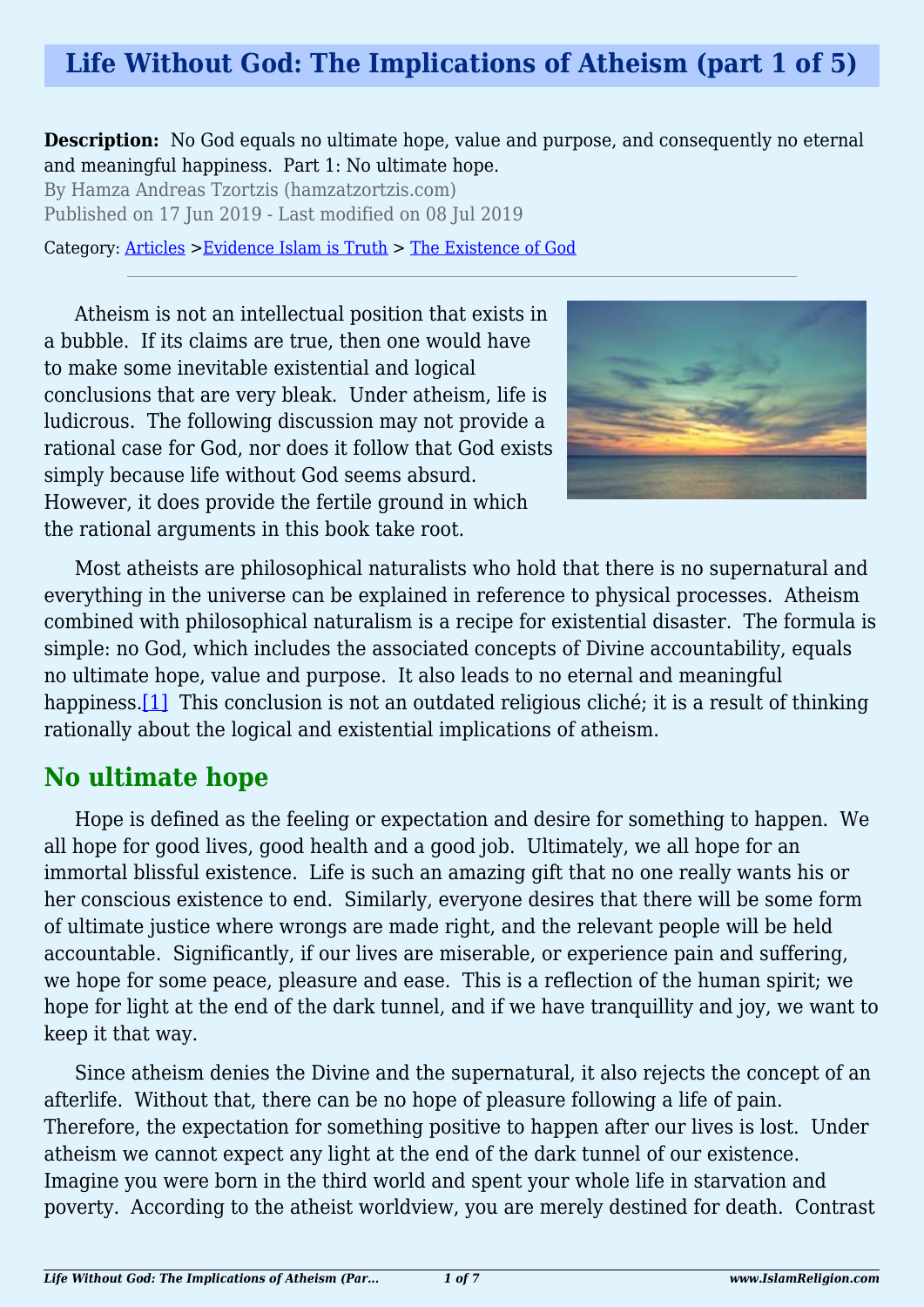# Life Without God: The Implications of Atheism (part 1 of 5)

**Description:** No God equals no ultimate hope, value and purpose, and consequently no eternal and meaningful happiness. Part 1: No ultimate hope.

By Hamza Andreas Tzortzis (hamzatzortzis.com)

Published on 17 Jun 2019 - Last modified on 08 Jul 2019

Category: Articles >Evidence Islam is Truth > The Existence of God

---

Atheism is not an intellectual position that exists in a bubble. If its claims are true, then one would have to make some inevitable existential and logical conclusions that are very bleak. Under atheism, life is ludicrous. The following discussion may not provide a rational case for God, nor does it follow that God exists simply because life without God seems absurd. However, it does provide the fertile ground in which the rational arguments in this book take root.

Most atheists are philosophical naturalists who hold that there is no supernatural and everything in the universe can be explained in reference to physical processes. Atheism combined with philosophical naturalism is a recipe for existential disaster. The formula is simple: no God, which includes the associated concepts of Divine accountability, equals no ultimate hope, value and purpose. It also leads to no eternal and meaningful happiness.[1] This conclusion is not an outdated religious cliché; it is a result of thinking rationally about the logical and existential implications of atheism.

## No ultimate hope

Hope is defined as the feeling or expectation and desire for something to happen. We all hope for good lives, good health and a good job. Ultimately, we all hope for an immortal blissful existence. Life is such an amazing gift that no one really wants his or her conscious existence to end. Similarly, everyone desires that there will be some form of ultimate justice where wrongs are made right, and the relevant people will be held accountable. Significantly, if our lives are miserable, or experience pain and suffering, we hope for some peace, pleasure and ease. This is a reflection of the human spirit; we hope for light at the end of the dark tunnel, and if we have tranquillity and joy, we want to keep it that way.

Since atheism denies the Divine and the supernatural, it also rejects the concept of an afterlife. Without that, there can be no hope of pleasure following a life of pain. Therefore, the expectation for something positive to happen after our lives is lost. Under atheism we cannot expect any light at the end of the dark tunnel of our existence. Imagine you were born in the third world and spent your whole life in starvation and poverty. According to the atheist worldview, you are merely destined for death. Contrast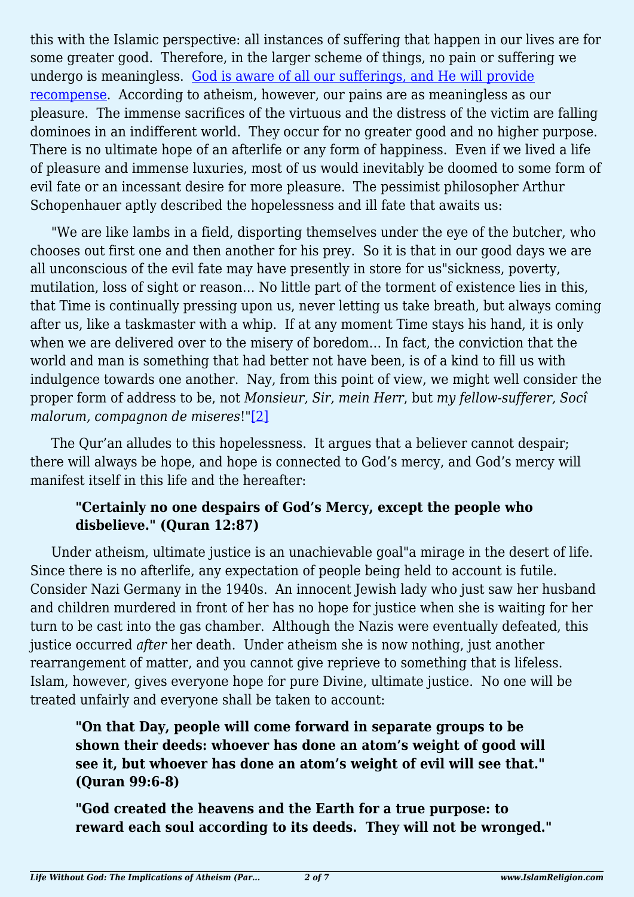this with the Islamic perspective: all instances of suffering that happen in our lives are for some greater good. Therefore, in the larger scheme of things, no pain or suffering we undergo is meaningless. [God is aware of all our sufferings, and He will provide recompense](). According to atheism, however, our pains are as meaningless as our pleasure. The immense sacrifices of the virtuous and the distress of the victim are falling dominoes in an indifferent world. They occur for no greater good and no higher purpose. There is no ultimate hope of an afterlife or any form of happiness. Even if we lived a life of pleasure and immense luxuries, most of us would inevitably be doomed to some form of evil fate or an incessant desire for more pleasure. The pessimist philosopher Arthur Schopenhauer aptly described the hopelessness and ill fate that awaits us:

"We are like lambs in a field, disporting themselves under the eye of the butcher, who chooses out first one and then another for his prey. So it is that in our good days we are all unconscious of the evil fate may have presently in store for us"sickness, poverty, mutilation, loss of sight or reason… No little part of the torment of existence lies in this, that Time is continually pressing upon us, never letting us take breath, but always coming after us, like a taskmaster with a whip. If at any moment Time stays his hand, it is only when we are delivered over to the misery of boredom… In fact, the conviction that the world and man is something that had better not have been, is of a kind to fill us with indulgence towards one another. Nay, from this point of view, we might well consider the proper form of address to be, not *Monsieur, Sir, mein Herr*, but *my fellow-sufferer, Socî malorum, compagnon de miseres*!"[2]

The Qur'an alludes to this hopelessness. It argues that a believer cannot despair; there will always be hope, and hope is connected to God's mercy, and God's mercy will manifest itself in this life and the hereafter:

> **"Certainly no one despairs of God's Mercy, except the people who disbelieve." (Quran 12:87)**

Under atheism, ultimate justice is an unachievable goal"a mirage in the desert of life. Since there is no afterlife, any expectation of people being held to account is futile. Consider Nazi Germany in the 1940s. An innocent Jewish lady who just saw her husband and children murdered in front of her has no hope for justice when she is waiting for her turn to be cast into the gas chamber. Although the Nazis were eventually defeated, this justice occurred *after* her death. Under atheism she is now nothing, just another rearrangement of matter, and you cannot give reprieve to something that is lifeless. Islam, however, gives everyone hope for pure Divine, ultimate justice. No one will be treated unfairly and everyone shall be taken to account:

> **"On that Day, people will come forward in separate groups to be shown their deeds: whoever has done an atom's weight of good will see it, but whoever has done an atom's weight of evil will see that." (Quran 99:6-8)**

> **"God created the heavens and the Earth for a true purpose: to reward each soul according to its deeds. They will not be wronged."**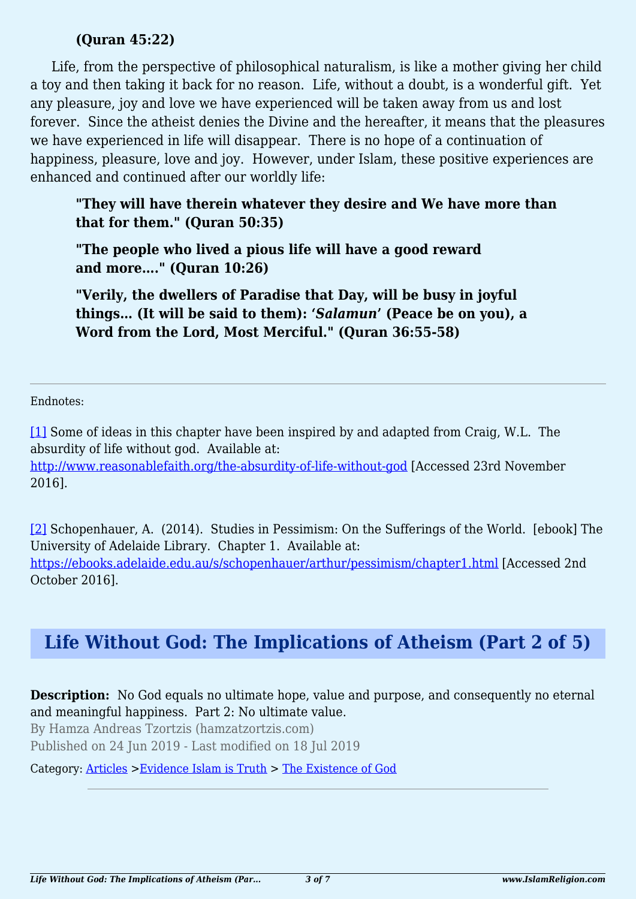**(Quran 45:22)**

Life, from the perspective of philosophical naturalism, is like a mother giving her child a toy and then taking it back for no reason. Life, without a doubt, is a wonderful gift. Yet any pleasure, joy and love we have experienced will be taken away from us and lost forever. Since the atheist denies the Divine and the hereafter, it means that the pleasures we have experienced in life will disappear. There is no hope of a continuation of happiness, pleasure, love and joy. However, under Islam, these positive experiences are enhanced and continued after our worldly life:

> **"They will have therein whatever they desire and We have more than that for them." (Quran 50:35)**
>
> **"The people who lived a pious life will have a good reward and more…." (Quran 10:26)**
>
> **"Verily, the dwellers of Paradise that Day, will be busy in joyful things… (It will be said to them): '*Salamun*' (Peace be on you), a Word from the Lord, Most Merciful." (Quran 36:55-58)**

---

Endnotes:

[1] Some of ideas in this chapter have been inspired by and adapted from Craig, W.L. The absurdity of life without god. Available at: http://www.reasonablefaith.org/the-absurdity-of-life-without-god [Accessed 23rd November 2016].

[2] Schopenhauer, A. (2014). Studies in Pessimism: On the Sufferings of the World. [ebook] The University of Adelaide Library. Chapter 1. Available at: https://ebooks.adelaide.edu.au/s/schopenhauer/arthur/pessimism/chapter1.html [Accessed 2nd October 2016].

## Life Without God: The Implications of Atheism (Part 2 of 5)

**Description:** No God equals no ultimate hope, value and purpose, and consequently no eternal and meaningful happiness. Part 2: No ultimate value.

By Hamza Andreas Tzortzis (hamzatzortzis.com)

Published on 24 Jun 2019 - Last modified on 18 Jul 2019

Category: Articles >Evidence Islam is Truth > The Existence of God

---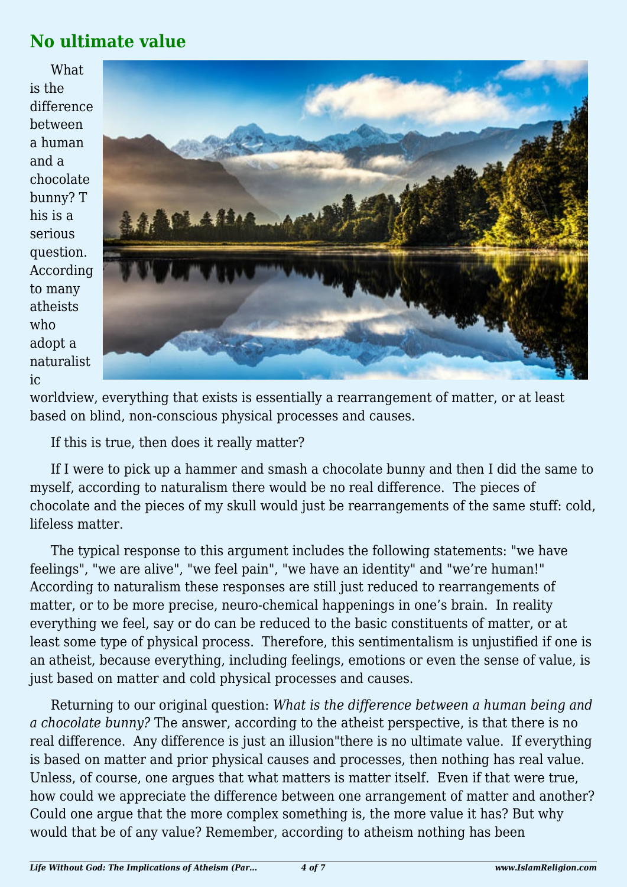## No ultimate value

What is the difference between a human and a chocolate bunny? This is a serious question. According to many atheists who adopt a naturalistic worldview, everything that exists is essentially a rearrangement of matter, or at least based on blind, non-conscious physical processes and causes.

If this is true, then does it really matter?

If I were to pick up a hammer and smash a chocolate bunny and then I did the same to myself, according to naturalism there would be no real difference. The pieces of chocolate and the pieces of my skull would just be rearrangements of the same stuff: cold, lifeless matter.

The typical response to this argument includes the following statements: "we have feelings", "we are alive", "we feel pain", "we have an identity" and "we're human!" According to naturalism these responses are still just reduced to rearrangements of matter, or to be more precise, neuro-chemical happenings in one's brain. In reality everything we feel, say or do can be reduced to the basic constituents of matter, or at least some type of physical process. Therefore, this sentimentalism is unjustified if one is an atheist, because everything, including feelings, emotions or even the sense of value, is just based on matter and cold physical processes and causes.

Returning to our original question: *What is the difference between a human being and a chocolate bunny?* The answer, according to the atheist perspective, is that there is no real difference. Any difference is just an illusion"there is no ultimate value. If everything is based on matter and prior physical causes and processes, then nothing has real value. Unless, of course, one argues that what matters is matter itself. Even if that were true, how could we appreciate the difference between one arrangement of matter and another? Could one argue that the more complex something is, the more value it has? But why would that be of any value? Remember, according to atheism nothing has been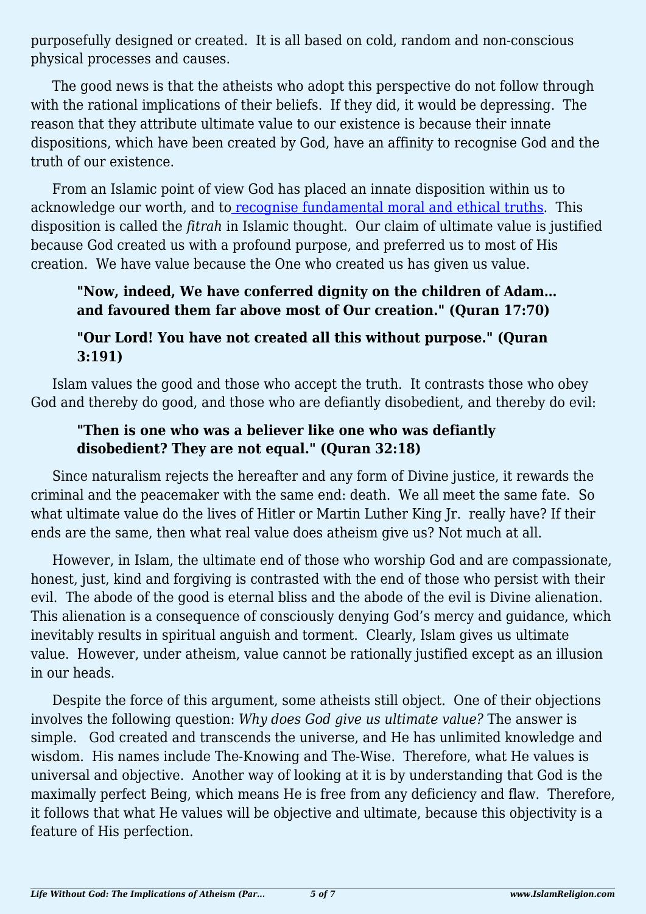purposefully designed or created. It is all based on cold, random and non-conscious physical processes and causes.

The good news is that the atheists who adopt this perspective do not follow through with the rational implications of their beliefs. If they did, it would be depressing. The reason that they attribute ultimate value to our existence is because their innate dispositions, which have been created by God, have an affinity to recognise God and the truth of our existence.

From an Islamic point of view God has placed an innate disposition within us to acknowledge our worth, and to recognise fundamental moral and ethical truths. This disposition is called the *fitrah* in Islamic thought. Our claim of ultimate value is justified because God created us with a profound purpose, and preferred us to most of His creation. We have value because the One who created us has given us value.

> **"Now, indeed, We have conferred dignity on the children of Adam… and favoured them far above most of Our creation." (Quran 17:70)**
>
> **"Our Lord! You have not created all this without purpose." (Quran 3:191)**

Islam values the good and those who accept the truth. It contrasts those who obey God and thereby do good, and those who are defiantly disobedient, and thereby do evil:

> **"Then is one who was a believer like one who was defiantly disobedient? They are not equal." (Quran 32:18)**

Since naturalism rejects the hereafter and any form of Divine justice, it rewards the criminal and the peacemaker with the same end: death. We all meet the same fate. So what ultimate value do the lives of Hitler or Martin Luther King Jr. really have? If their ends are the same, then what real value does atheism give us? Not much at all.

However, in Islam, the ultimate end of those who worship God and are compassionate, honest, just, kind and forgiving is contrasted with the end of those who persist with their evil. The abode of the good is eternal bliss and the abode of the evil is Divine alienation. This alienation is a consequence of consciously denying God's mercy and guidance, which inevitably results in spiritual anguish and torment. Clearly, Islam gives us ultimate value. However, under atheism, value cannot be rationally justified except as an illusion in our heads.

Despite the force of this argument, some atheists still object. One of their objections involves the following question: *Why does God give us ultimate value?* The answer is simple. God created and transcends the universe, and He has unlimited knowledge and wisdom. His names include The-Knowing and The-Wise. Therefore, what He values is universal and objective. Another way of looking at it is by understanding that God is the maximally perfect Being, which means He is free from any deficiency and flaw. Therefore, it follows that what He values will be objective and ultimate, because this objectivity is a feature of His perfection.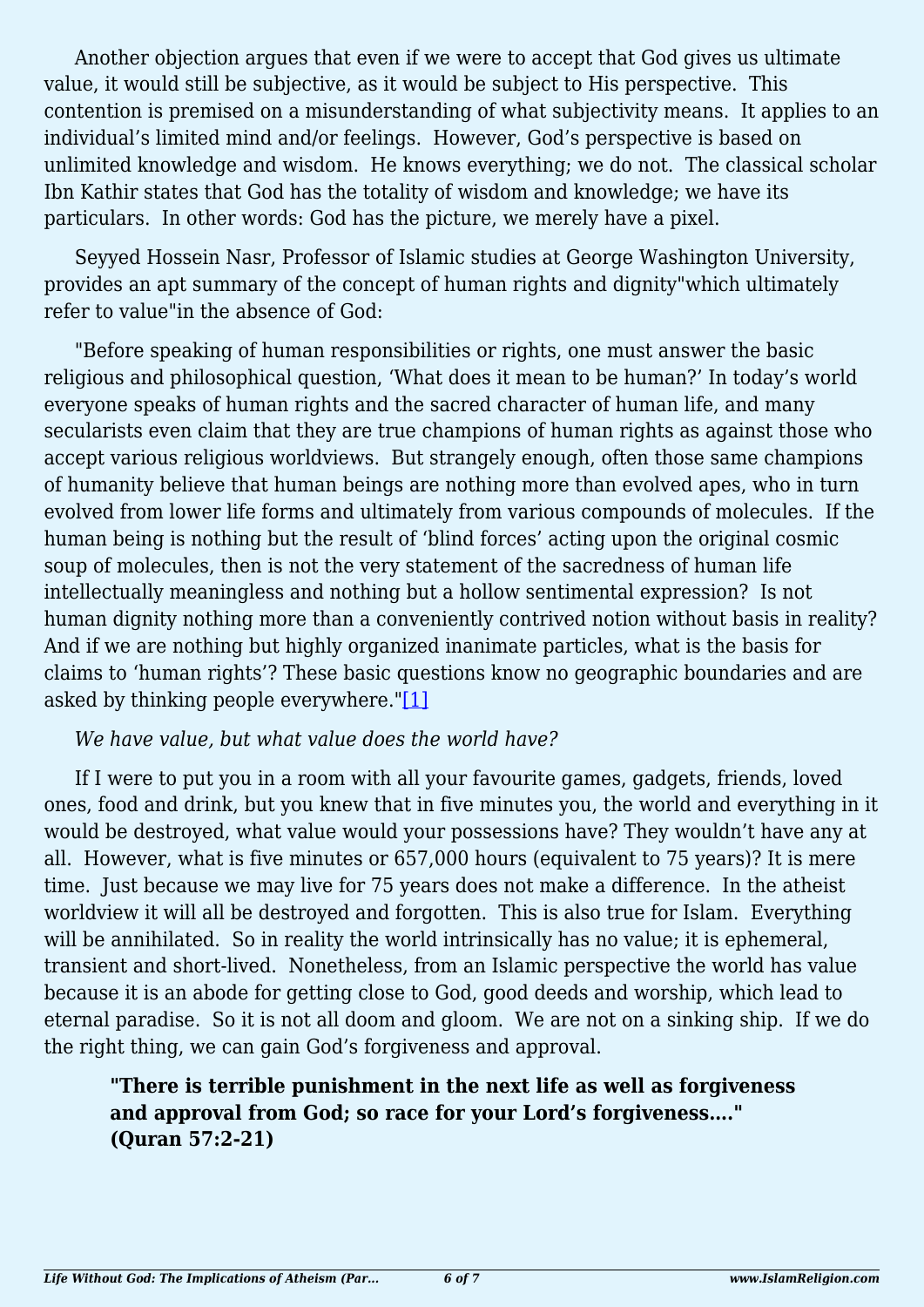Another objection argues that even if we were to accept that God gives us ultimate value, it would still be subjective, as it would be subject to His perspective. This contention is premised on a misunderstanding of what subjectivity means. It applies to an individual's limited mind and/or feelings. However, God's perspective is based on unlimited knowledge and wisdom. He knows everything; we do not. The classical scholar Ibn Kathir states that God has the totality of wisdom and knowledge; we have its particulars. In other words: God has the picture, we merely have a pixel.

Seyyed Hossein Nasr, Professor of Islamic studies at George Washington University, provides an apt summary of the concept of human rights and dignity"which ultimately refer to value"in the absence of God:

"Before speaking of human responsibilities or rights, one must answer the basic religious and philosophical question, 'What does it mean to be human?' In today's world everyone speaks of human rights and the sacred character of human life, and many secularists even claim that they are true champions of human rights as against those who accept various religious worldviews. But strangely enough, often those same champions of humanity believe that human beings are nothing more than evolved apes, who in turn evolved from lower life forms and ultimately from various compounds of molecules. If the human being is nothing but the result of 'blind forces' acting upon the original cosmic soup of molecules, then is not the very statement of the sacredness of human life intellectually meaningless and nothing but a hollow sentimental expression? Is not human dignity nothing more than a conveniently contrived notion without basis in reality? And if we are nothing but highly organized inanimate particles, what is the basis for claims to 'human rights'? These basic questions know no geographic boundaries and are asked by thinking people everywhere."[1]

*We have value, but what value does the world have?*

If I were to put you in a room with all your favourite games, gadgets, friends, loved ones, food and drink, but you knew that in five minutes you, the world and everything in it would be destroyed, what value would your possessions have? They wouldn't have any at all. However, what is five minutes or 657,000 hours (equivalent to 75 years)? It is mere time. Just because we may live for 75 years does not make a difference. In the atheist worldview it will all be destroyed and forgotten. This is also true for Islam. Everything will be annihilated. So in reality the world intrinsically has no value; it is ephemeral, transient and short-lived. Nonetheless, from an Islamic perspective the world has value because it is an abode for getting close to God, good deeds and worship, which lead to eternal paradise. So it is not all doom and gloom. We are not on a sinking ship. If we do the right thing, we can gain God's forgiveness and approval.

> **"There is terrible punishment in the next life as well as forgiveness and approval from God; so race for your Lord's forgiveness…." (Quran 57:2-21)**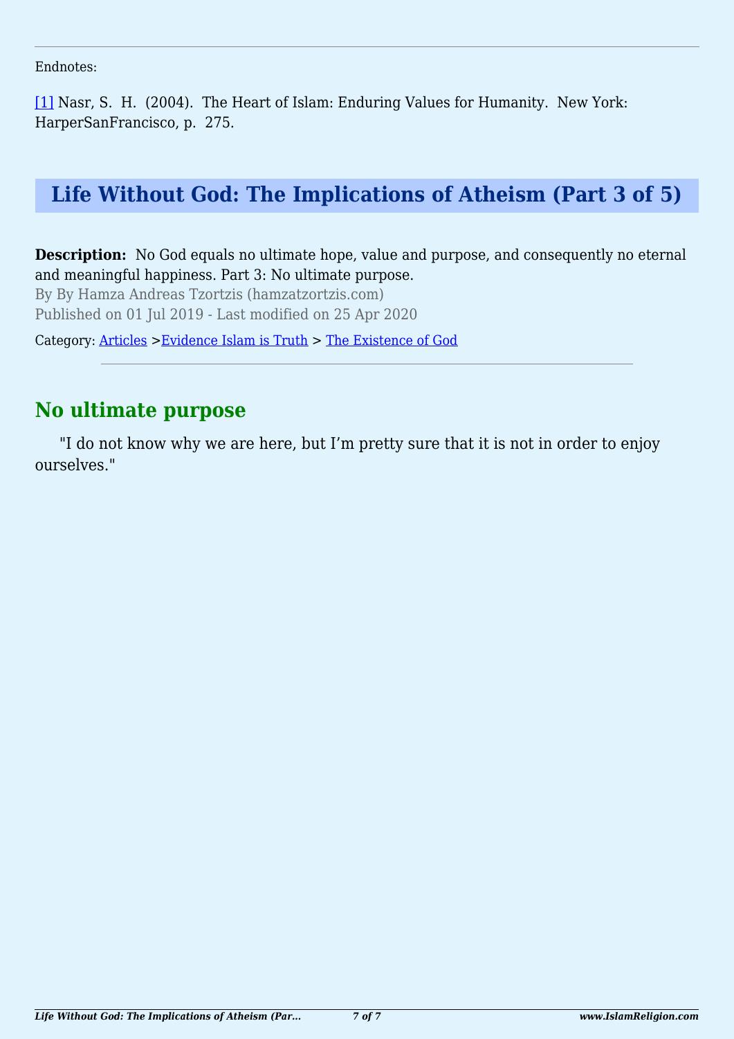Endnotes:

[1] Nasr, S. H. (2004). The Heart of Islam: Enduring Values for Humanity. New York: HarperSanFrancisco, p. 275.

# Life Without God: The Implications of Atheism (Part 3 of 5)

**Description:** No God equals no ultimate hope, value and purpose, and consequently no eternal and meaningful happiness. Part 3: No ultimate purpose.

By By Hamza Andreas Tzortzis (hamzatzortzis.com)

Published on 01 Jul 2019 - Last modified on 25 Apr 2020

Category: Articles >Evidence Islam is Truth > The Existence of God

---

## No ultimate purpose

"I do not know why we are here, but I'm pretty sure that it is not in order to enjoy ourselves."